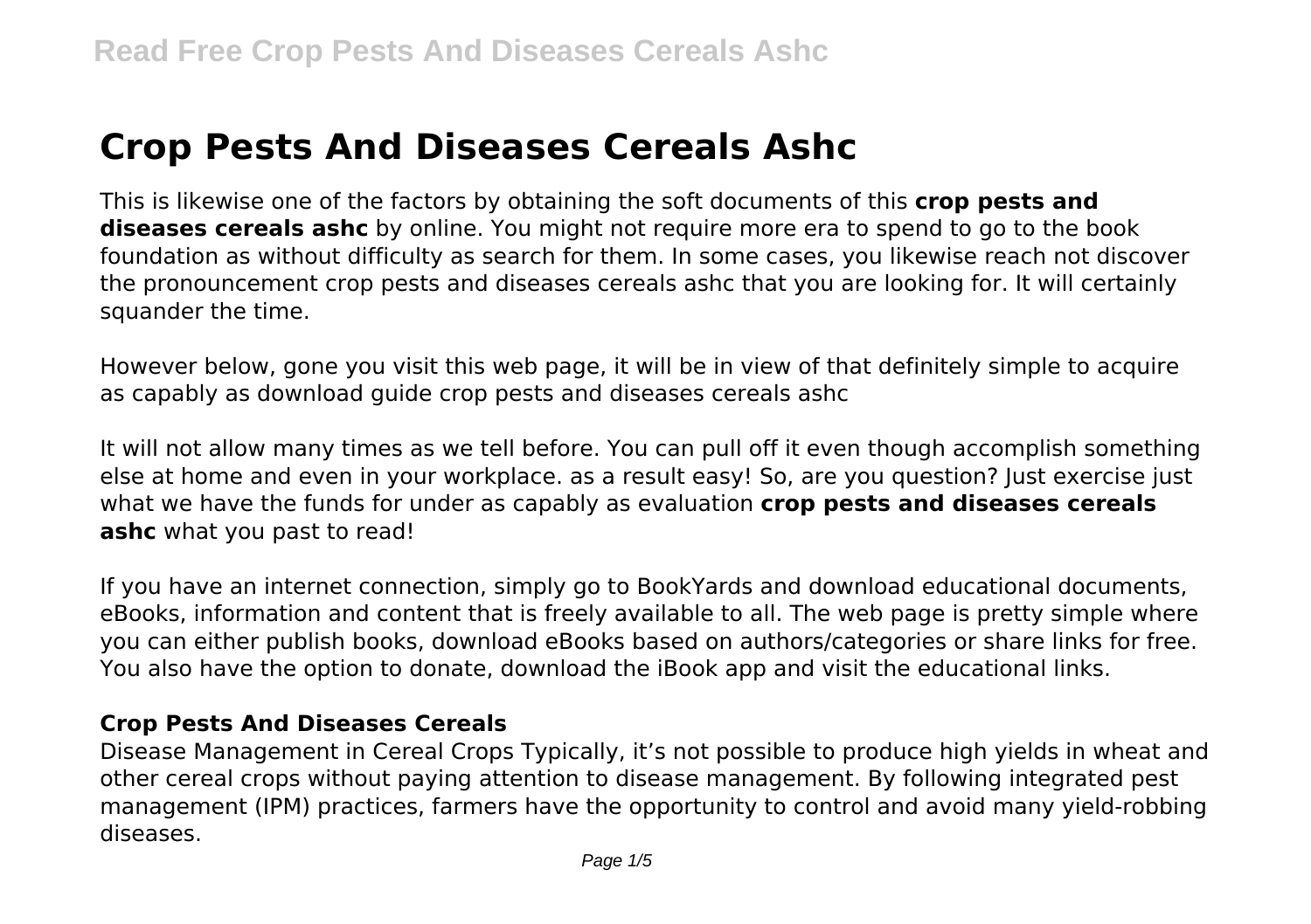# Crop Pests And Diseases Cereals Ashc

This is likewise one of the factors by obtaining the soft documents of this **crop pests and diseases cereals ashc** by online. You might not require more era to spend to go to the book foundation as without difficulty as search for them. In some cases, you likewise reach not discover the pronouncement crop pests and diseases cereals ashc that you are looking for. It will certainly squander the time.

However below, gone you visit this web page, it will be in view of that definitely simple to acquire as capably as download guide crop pests and diseases cereals ashc

It will not allow many times as we tell before. You can pull off it even though accomplish something else at home and even in your workplace. as a result easy! So, are you question? Just exercise just what we have the funds for under as capably as evaluation **crop pests and diseases cereals ashc** what you past to read!

If you have an internet connection, simply go to BookYards and download educational documents, eBooks, information and content that is freely available to all. The web page is pretty simple where you can either publish books, download eBooks based on authors/categories or share links for free. You also have the option to donate, download the iBook app and visit the educational links.

### Crop Pests And Diseases Cereals

Disease Management in Cereal Crops Typically, it's not possible to produce high yields in wheat and other cereal crops without paying attention to disease management. By following integrated pest management (IPM) practices, farmers have the opportunity to control and avoid many yield-robbing diseases.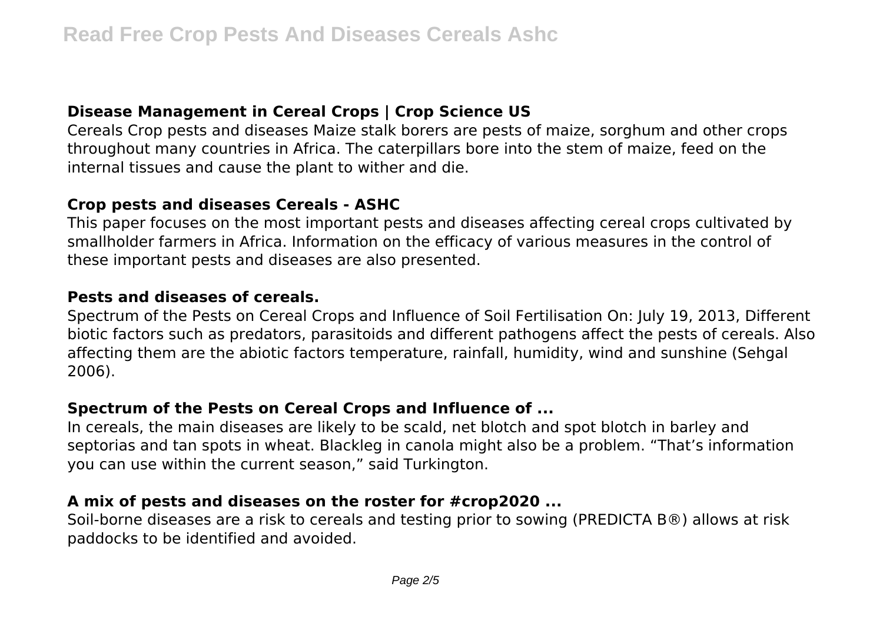### Disease Management in Cereal Crops | Crop Science US

Cereals Crop pests and diseases Maize stalk borers are pests of maize, sorghum and other crops throughout many countries in Africa. The caterpillars bore into the stem of maize, feed on the internal tissues and cause the plant to wither and die.

### Crop pests and diseases Cereals - ASHC

This paper focuses on the most important pests and diseases affecting cereal crops cultivated by smallholder farmers in Africa. Information on the efficacy of various measures in the control of these important pests and diseases are also presented.

### Pests and diseases of cereals.

Spectrum of the Pests on Cereal Crops and Influence of Soil Fertilisation On: July 19, 2013, Different biotic factors such as predators, parasitoids and different pathogens affect the pests of cereals. Also affecting them are the abiotic factors temperature, rainfall, humidity, wind and sunshine (Sehgal 2006).

### Spectrum of the Pests on Cereal Crops and Influence of ...

In cereals, the main diseases are likely to be scald, net blotch and spot blotch in barley and septorias and tan spots in wheat. Blackleg in canola might also be a problem. “That’s information you can use within the current season,” said Turkington.

### A mix of pests and diseases on the roster for #crop2020 ...

Soil-borne diseases are a risk to cereals and testing prior to sowing (PREDICTA B®) allows at risk paddocks to be identified and avoided.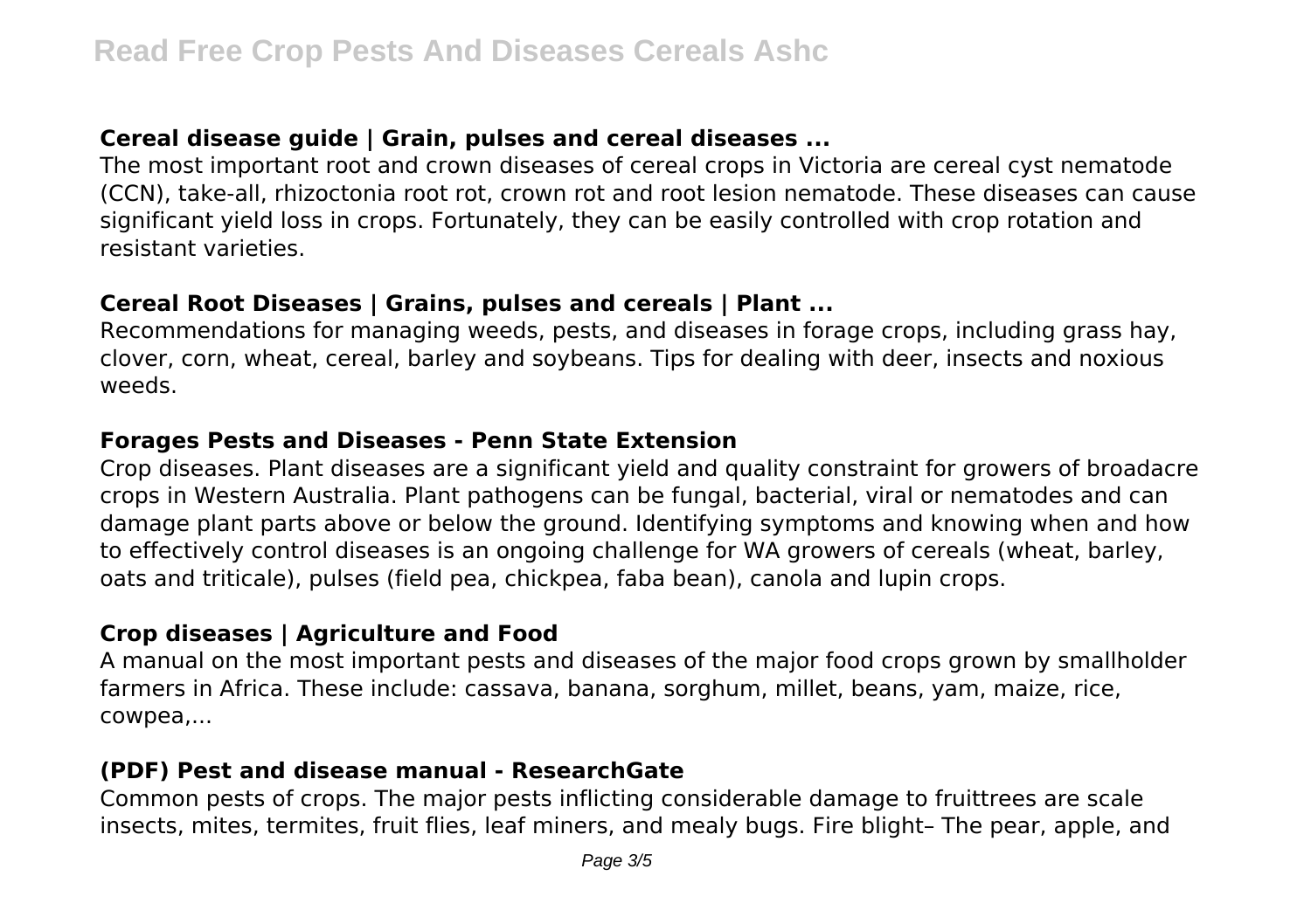### Cereal disease guide | Grain, pulses and cereal diseases ...

The most important root and crown diseases of cereal crops in Victoria are cereal cyst nematode (CCN), take-all, rhizoctonia root rot, crown rot and root lesion nematode. These diseases can cause significant yield loss in crops. Fortunately, they can be easily controlled with crop rotation and resistant varieties.

### Cereal Root Diseases | Grains, pulses and cereals | Plant ...

Recommendations for managing weeds, pests, and diseases in forage crops, including grass hay, clover, corn, wheat, cereal, barley and soybeans. Tips for dealing with deer, insects and noxious weeds.

### Forages Pests and Diseases - Penn State Extension

Crop diseases. Plant diseases are a significant yield and quality constraint for growers of broadacre crops in Western Australia. Plant pathogens can be fungal, bacterial, viral or nematodes and can damage plant parts above or below the ground. Identifying symptoms and knowing when and how to effectively control diseases is an ongoing challenge for WA growers of cereals (wheat, barley, oats and triticale), pulses (field pea, chickpea, faba bean), canola and lupin crops.

### Crop diseases | Agriculture and Food

A manual on the most important pests and diseases of the major food crops grown by smallholder farmers in Africa. These include: cassava, banana, sorghum, millet, beans, yam, maize, rice, cowpea,...

### (PDF) Pest and disease manual - ResearchGate

Common pests of crops. The major pests inflicting considerable damage to fruittrees are scale insects, mites, termites, fruit flies, leaf miners, and mealy bugs. Fire blight– The pear, apple, and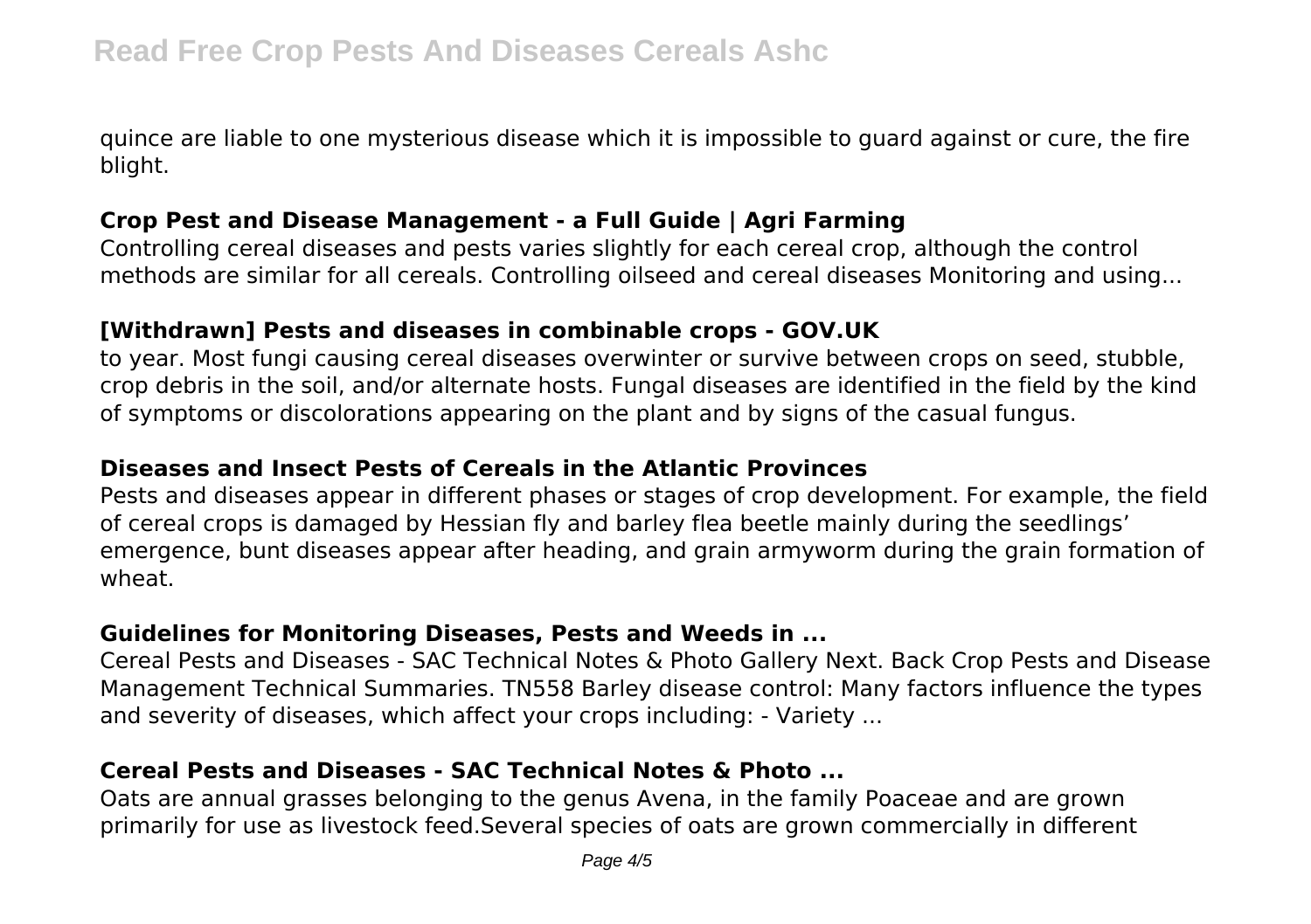quince are liable to one mysterious disease which it is impossible to guard against or cure, the fire blight.

## Crop Pest and Disease Management - a Full Guide | Agri Farming

Controlling cereal diseases and pests varies slightly for each cereal crop, although the control methods are similar for all cereals. Controlling oilseed and cereal diseases Monitoring and using...

## [Withdrawn] Pests and diseases in combinable crops - GOV.UK

to year. Most fungi causing cereal diseases overwinter or survive between crops on seed, stubble, crop debris in the soil, and/or alternate hosts. Fungal diseases are identified in the field by the kind of symptoms or discolorations appearing on the plant and by signs of the casual fungus.

## Diseases and Insect Pests of Cereals in the Atlantic Provinces

Pests and diseases appear in different phases or stages of crop development. For example, the field of cereal crops is damaged by Hessian fly and barley flea beetle mainly during the seedlings' emergence, bunt diseases appear after heading, and grain armyworm during the grain formation of wheat.

## Guidelines for Monitoring Diseases, Pests and Weeds in ...

Cereal Pests and Diseases - SAC Technical Notes & Photo Gallery Next. Back Crop Pests and Disease Management Technical Summaries. TN558 Barley disease control: Many factors influence the types and severity of diseases, which affect your crops including: - Variety ...

## Cereal Pests and Diseases - SAC Technical Notes & Photo ...

Oats are annual grasses belonging to the genus Avena, in the family Poaceae and are grown primarily for use as livestock feed.Several species of oats are grown commercially in different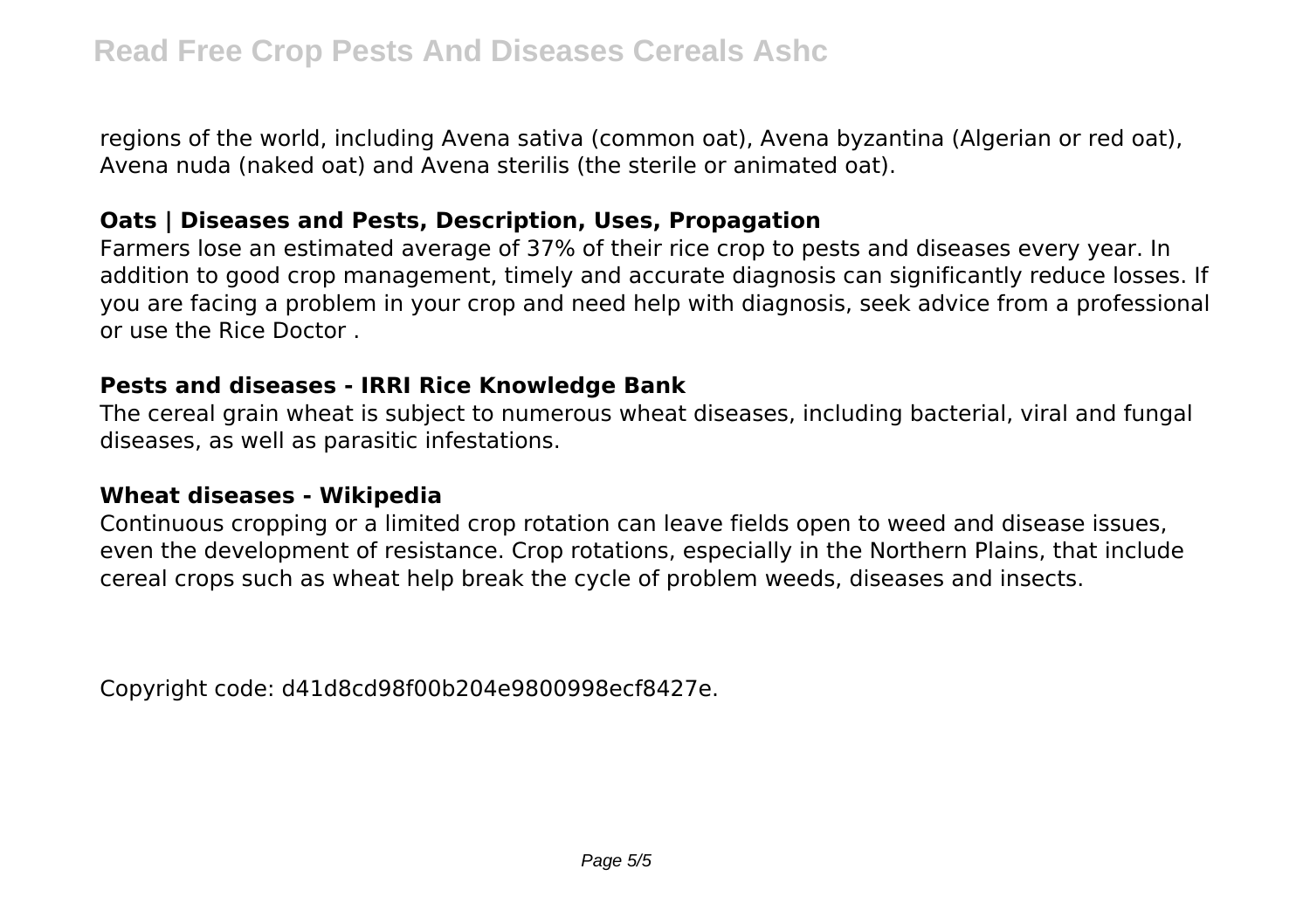regions of the world, including Avena sativa (common oat), Avena byzantina (Algerian or red oat), Avena nuda (naked oat) and Avena sterilis (the sterile or animated oat).

**Oats | Diseases and Pests, Description, Uses, Propagation**

Farmers lose an estimated average of 37% of their rice crop to pests and diseases every year. In addition to good crop management, timely and accurate diagnosis can significantly reduce losses. If you are facing a problem in your crop and need help with diagnosis, seek advice from a professional or use the Rice Doctor .

**Pests and diseases - IRRI Rice Knowledge Bank**

The cereal grain wheat is subject to numerous wheat diseases, including bacterial, viral and fungal diseases, as well as parasitic infestations.

**Wheat diseases - Wikipedia**

Continuous cropping or a limited crop rotation can leave fields open to weed and disease issues, even the development of resistance. Crop rotations, especially in the Northern Plains, that include cereal crops such as wheat help break the cycle of problem weeds, diseases and insects.

Copyright code: d41d8cd98f00b204e9800998ecf8427e.